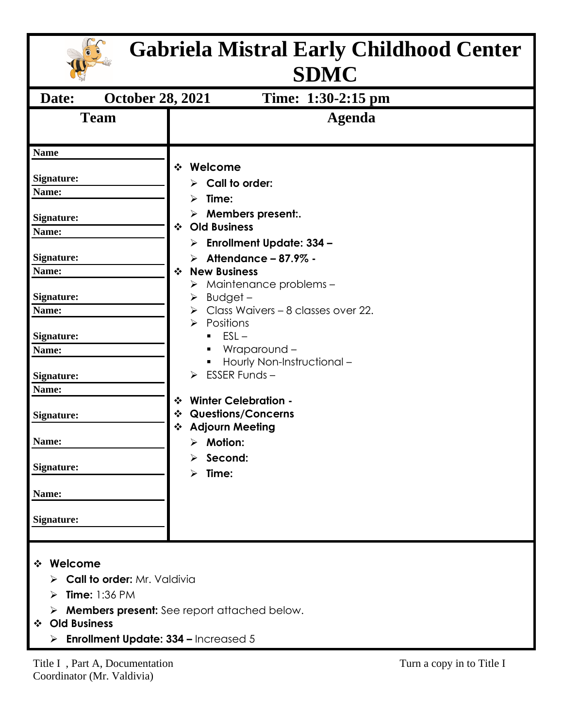# Gabriela Mistral Early Childhood Center SDMC

| Date: | October 28, 2021 | Time: 1:30-2:15 pm |
|---|---|---|

| Team | Agenda |
|---|---|
| Name<br><br>Signature:<br>Name:<br><br>Signature:<br>Name:<br><br>Signature:<br>Name:<br><br>Signature:<br>Name:<br><br>Signature:<br>Name:<br><br>Signature:<br><br>Name:<br><br>Signature:<br><br>Name:<br><br>Signature: | ❖ **Welcome**<br>➢ **Call to order:**<br>➢ **Time:**<br>➢ **Members present:.**<br>❖ **Old Business**<br>➢ **Enrollment Update: 334 –**<br>➢ **Attendance – 87.9% -**<br>❖ **New Business**<br>➢ Maintenance problems –<br>➢ Budget –<br>➢ Class Waivers – 8 classes over 22.<br>➢ Positions<br>▪ ESL –<br>▪ Wraparound –<br>▪ Hourly Non-Instructional –<br>➢ ESSER Funds –<br><br>❖ **Winter Celebration -**<br>❖ **Questions/Concerns**<br>❖ **Adjourn Meeting**<br>➢ **Motion:**<br>➢ **Second:**<br>➢ **Time:** |

- **Welcome**
  - **Call to order:** Mr. Valdivia
  - **Time:** 1:36 PM
  - **Members present:** See report attached below.
- **Old Business**
  - **Enrollment Update: 334 –** Increased 5

Title I , Part A, Documentation Coordinator (Mr. Valdivia)

Turn a copy in to Title I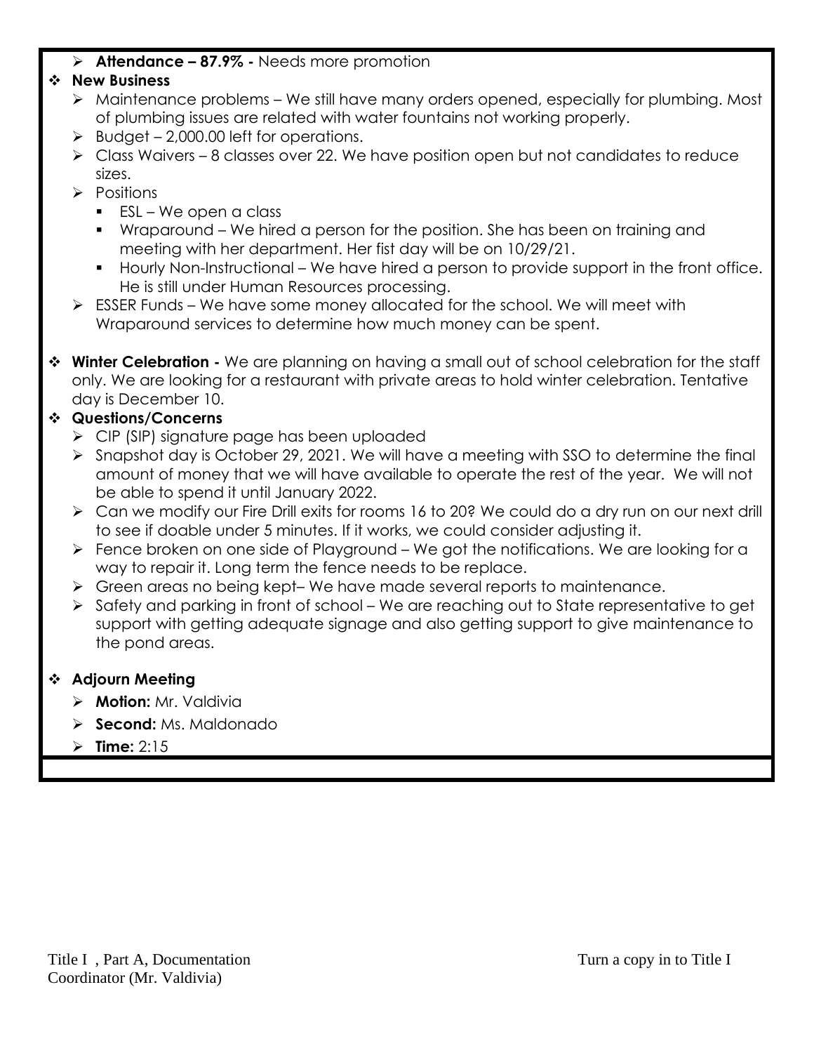- **Attendance – 87.9% -** Needs more promotion

- **New Business**
  - Maintenance problems – We still have many orders opened, especially for plumbing. Most of plumbing issues are related with water fountains not working properly.
  - Budget – 2,000.00 left for operations.
  - Class Waivers – 8 classes over 22. We have position open but not candidates to reduce sizes.
  - Positions
    - ESL – We open a class
    - Wraparound – We hired a person for the position. She has been on training and meeting with her department. Her fist day will be on 10/29/21.
    - Hourly Non-Instructional – We have hired a person to provide support in the front office. He is still under Human Resources processing.
  - ESSER Funds – We have some money allocated for the school. We will meet with Wraparound services to determine how much money can be spent.

- **Winter Celebration -** We are planning on having a small out of school celebration for the staff only. We are looking for a restaurant with private areas to hold winter celebration. Tentative day is December 10.

- **Questions/Concerns**
  - CIP (SIP) signature page has been uploaded
  - Snapshot day is October 29, 2021. We will have a meeting with SSO to determine the final amount of money that we will have available to operate the rest of the year. We will not be able to spend it until January 2022.
  - Can we modify our Fire Drill exits for rooms 16 to 20? We could do a dry run on our next drill to see if doable under 5 minutes. If it works, we could consider adjusting it.
  - Fence broken on one side of Playground – We got the notifications. We are looking for a way to repair it. Long term the fence needs to be replace.
  - Green areas no being kept– We have made several reports to maintenance.
  - Safety and parking in front of school – We are reaching out to State representative to get support with getting adequate signage and also getting support to give maintenance to the pond areas.

- **Adjourn Meeting**
  - **Motion:** Mr. Valdivia
  - **Second:** Ms. Maldonado
  - **Time:** 2:15

Title I , Part A, Documentation Turn a copy in to Title I Coordinator (Mr. Valdivia)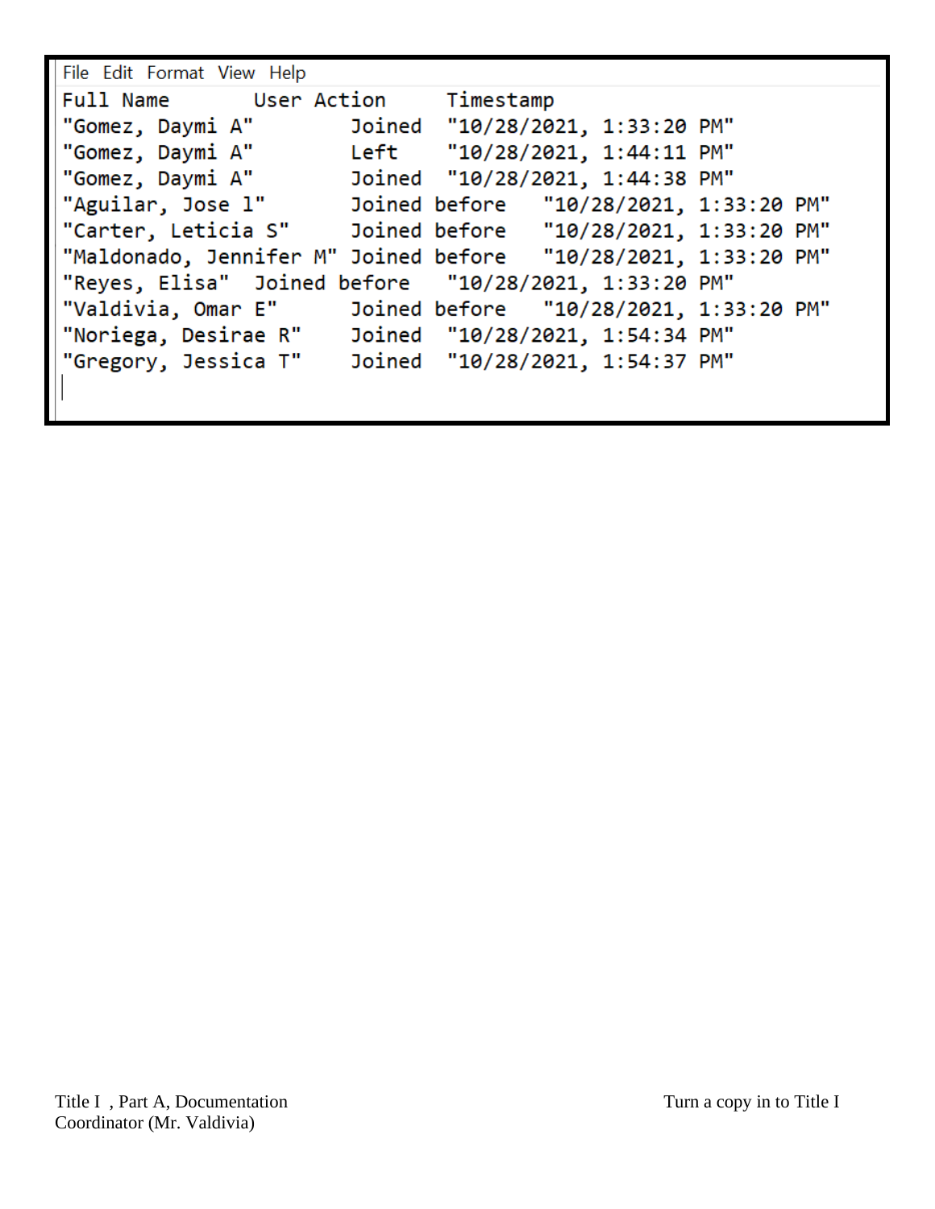File Edit Format View Help

```
Full Name        User Action     Timestamp
"Gomez, Daymi A"        Joined  "10/28/2021, 1:33:20 PM"
"Gomez, Daymi A"        Left    "10/28/2021, 1:44:11 PM"
"Gomez, Daymi A"        Joined  "10/28/2021, 1:44:38 PM"
"Aguilar, Jose l"       Joined before   "10/28/2021, 1:33:20 PM"
"Carter, Leticia S"     Joined before   "10/28/2021, 1:33:20 PM"
"Maldonado, Jennifer M" Joined before   "10/28/2021, 1:33:20 PM"
"Reyes, Elisa"  Joined before   "10/28/2021, 1:33:20 PM"
"Valdivia, Omar E"      Joined before   "10/28/2021, 1:33:20 PM"
"Noriega, Desirae R"    Joined  "10/28/2021, 1:54:34 PM"
"Gregory, Jessica T"    Joined  "10/28/2021, 1:54:37 PM"
```

Title I , Part A, Documentation Coordinator (Mr. Valdivia)

Turn a copy in to Title I